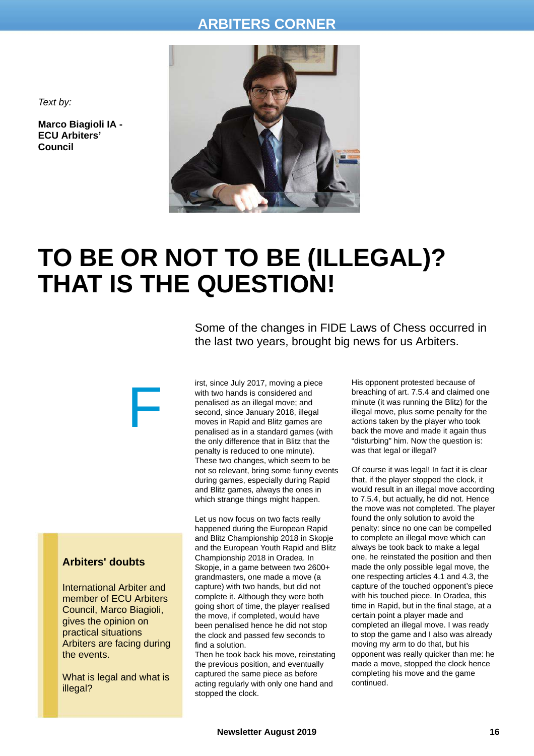*Text by:*

**Marco Biagioli IA - ECU Arbiters' Council**

# TO BE OR NOT TO BE (ILLEGAL)? THAT IS THE QUESTION!

Some of the changes in FIDE Laws of Chess occurred in the last two years, brought big news for us Arbiters.

> **Arbiters' doubts**
>
> International Arbiter and member of ECU Arbiters Council, Marco Biagioli, gives the opinion on practical situations Arbiters are facing during the events.
>
> What is legal and what is illegal?

First, since July 2017, moving a piece with two hands is considered and penalised as an illegal move; and second, since January 2018, illegal moves in Rapid and Blitz games are penalised as in a standard games (with the only difference that in Blitz that the penalty is reduced to one minute). These two changes, which seem to be not so relevant, bring some funny events during games, especially during Rapid and Blitz games, always the ones in which strange things might happen.

Let us now focus on two facts really happened during the European Rapid and Blitz Championship 2018 in Skopje and the European Youth Rapid and Blitz Championship 2018 in Oradea. In Skopje, in a game between two 2600+ grandmasters, one made a move (a capture) with two hands, but did not complete it. Although they were both going short of time, the player realised the move, if completed, would have been penalised hence he did not stop the clock and passed few seconds to find a solution.
Then he took back his move, reinstating the previous position, and eventually captured the same piece as before acting regularly with only one hand and stopped the clock.

His opponent protested because of breaching of art. 7.5.4 and claimed one minute (it was running the Blitz) for the illegal move, plus some penalty for the actions taken by the player who took back the move and made it again thus "disturbing" him. Now the question is: was that legal or illegal?

Of course it was legal! In fact it is clear that, if the player stopped the clock, it would result in an illegal move according to 7.5.4, but actually, he did not. Hence the move was not completed. The player found the only solution to avoid the penalty: since no one can be compelled to complete an illegal move which can always be took back to make a legal one, he reinstated the position and then made the only possible legal move, the one respecting articles 4.1 and 4.3, the capture of the touched opponent's piece with his touched piece. In Oradea, this time in Rapid, but in the final stage, at a certain point a player made and completed an illegal move. I was ready to stop the game and I also was already moving my arm to do that, but his opponent was really quicker than me: he made a move, stopped the clock hence completing his move and the game continued.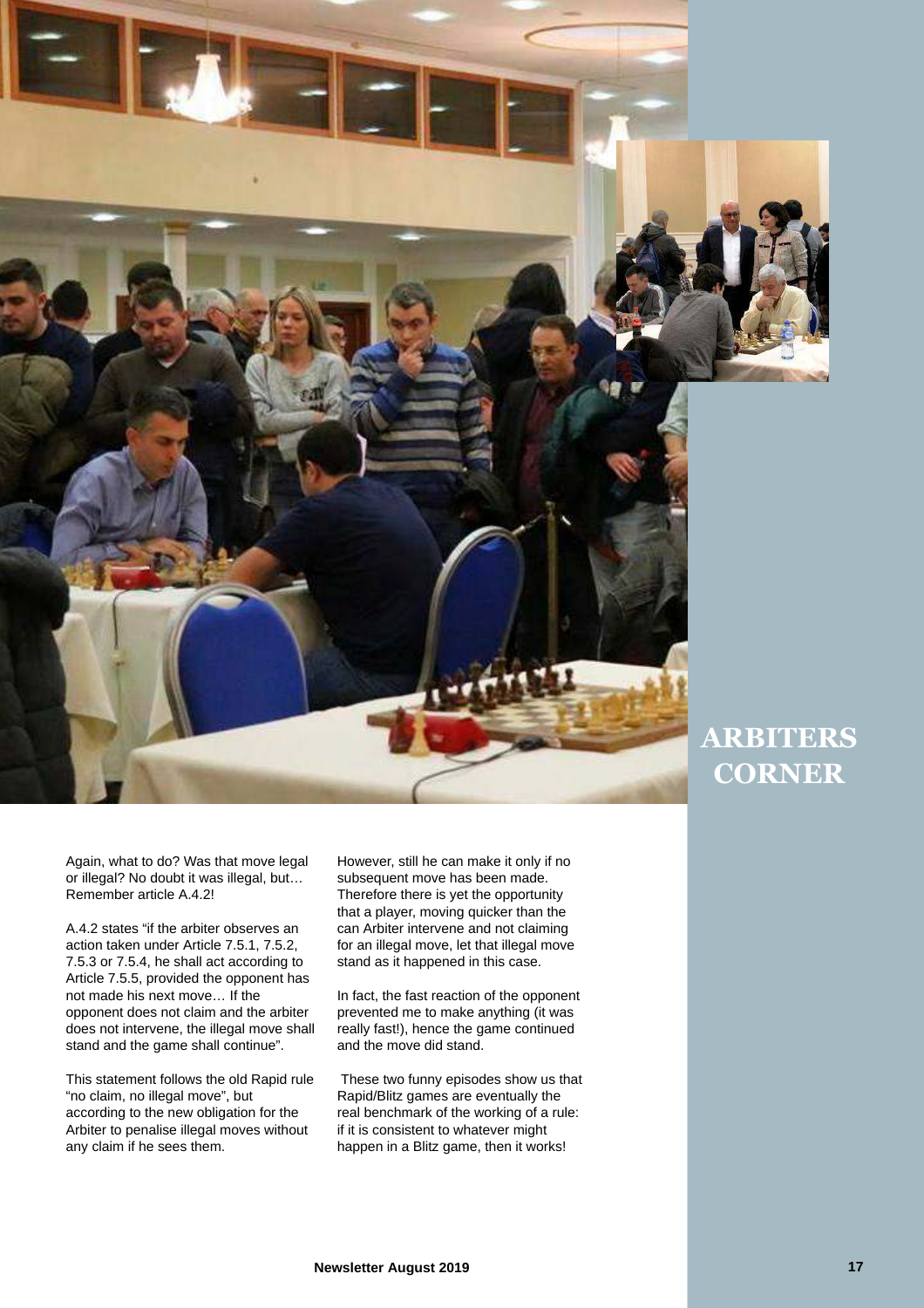# ARBITERS CORNER

Again, what to do? Was that move legal or illegal? No doubt it was illegal, but… Remember article A.4.2!

A.4.2 states "if the arbiter observes an action taken under Article 7.5.1, 7.5.2, 7.5.3 or 7.5.4, he shall act according to Article 7.5.5, provided the opponent has not made his next move… If the opponent does not claim and the arbiter does not intervene, the illegal move shall stand and the game shall continue".

This statement follows the old Rapid rule "no claim, no illegal move", but according to the new obligation for the Arbiter to penalise illegal moves without any claim if he sees them.

However, still he can make it only if no subsequent move has been made. Therefore there is yet the opportunity that a player, moving quicker than the can Arbiter intervene and not claiming for an illegal move, let that illegal move stand as it happened in this case.

In fact, the fast reaction of the opponent prevented me to make anything (it was really fast!), hence the game continued and the move did stand.

These two funny episodes show us that Rapid/Blitz games are eventually the real benchmark of the working of a rule: if it is consistent to whatever might happen in a Blitz game, then it works!